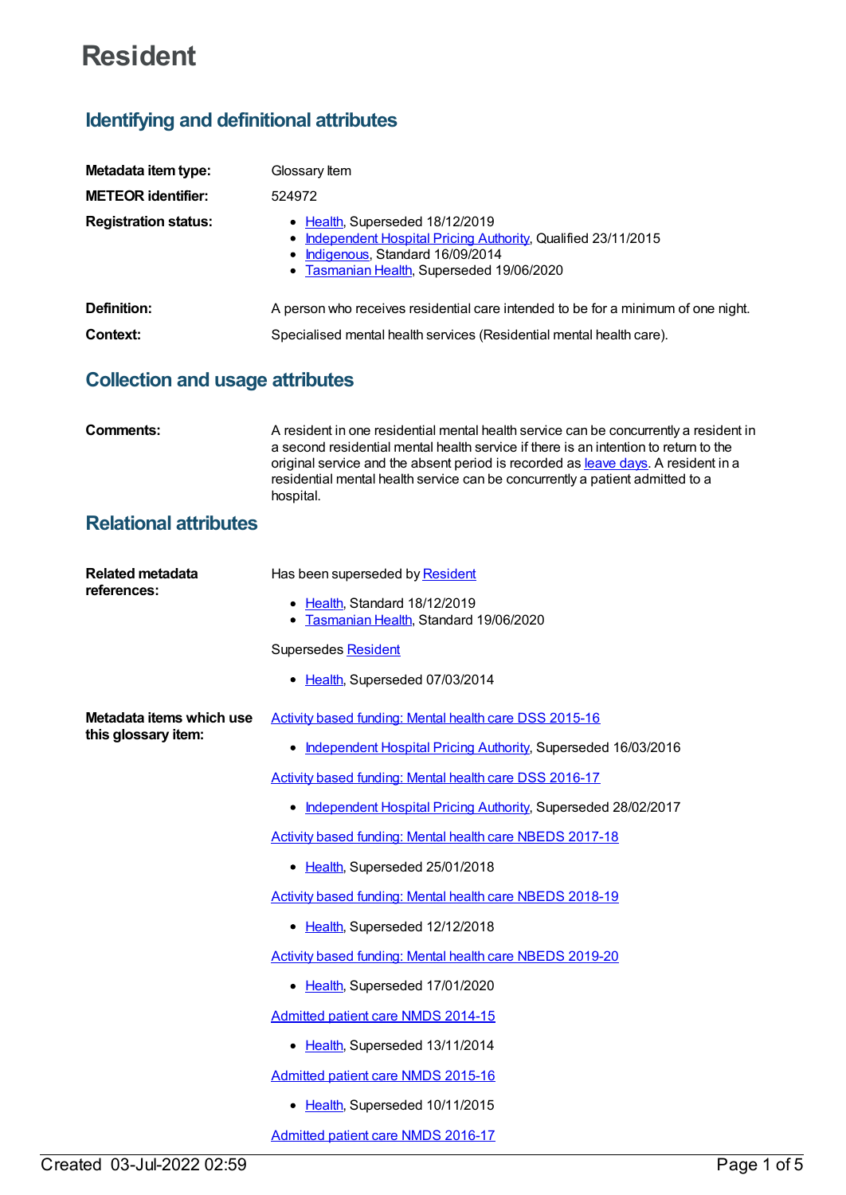# Resident

## Identifying and definitional attributes

**Metadata item type:** Glossary Item

**METEOR identifier:** 524972

**Registration status:**

- Health, Superseded 18/12/2019
- Independent Hospital Pricing Authority, Qualified 23/11/2015
- Indigenous, Standard 16/09/2014
- Tasmanian Health, Superseded 19/06/2020

**Definition:** A person who receives residential care intended to be for a minimum of one night.

**Context:** Specialised mental health services (Residential mental health care).

## Collection and usage attributes

**Comments:** A resident in one residential mental health service can be concurrently a resident in a second residential mental health service if there is an intention to return to the original service and the absent period is recorded as leave days. A resident in a residential mental health service can be concurrently a patient admitted to a hospital.

## Relational attributes

**Related metadata references:**

Has been superseded by Resident

- Health, Standard 18/12/2019
- Tasmanian Health, Standard 19/06/2020

Supersedes Resident

- Health, Superseded 07/03/2014

**Metadata items which use this glossary item:**

Activity based funding: Mental health care DSS 2015-16

- Independent Hospital Pricing Authority, Superseded 16/03/2016

Activity based funding: Mental health care DSS 2016-17

- Independent Hospital Pricing Authority, Superseded 28/02/2017

Activity based funding: Mental health care NBEDS 2017-18

- Health, Superseded 25/01/2018

Activity based funding: Mental health care NBEDS 2018-19

- Health, Superseded 12/12/2018

Activity based funding: Mental health care NBEDS 2019-20

- Health, Superseded 17/01/2020

Admitted patient care NMDS 2014-15

- Health, Superseded 13/11/2014

Admitted patient care NMDS 2015-16

- Health, Superseded 10/11/2015

Admitted patient care NMDS 2016-17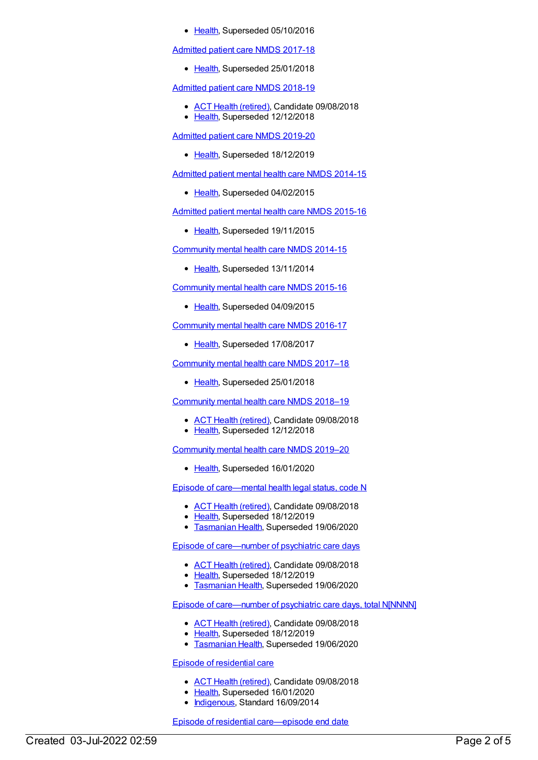- Health, Superseded 05/10/2016

Admitted patient care NMDS 2017-18

- Health, Superseded 25/01/2018

Admitted patient care NMDS 2018-19

- ACT Health (retired), Candidate 09/08/2018
- Health, Superseded 12/12/2018

Admitted patient care NMDS 2019-20

- Health, Superseded 18/12/2019

Admitted patient mental health care NMDS 2014-15

- Health, Superseded 04/02/2015

Admitted patient mental health care NMDS 2015-16

- Health, Superseded 19/11/2015

Community mental health care NMDS 2014-15

- Health, Superseded 13/11/2014

Community mental health care NMDS 2015-16

- Health, Superseded 04/09/2015

Community mental health care NMDS 2016-17

- Health, Superseded 17/08/2017

Community mental health care NMDS 2017–18

- Health, Superseded 25/01/2018

Community mental health care NMDS 2018–19

- ACT Health (retired), Candidate 09/08/2018
- Health, Superseded 12/12/2018

Community mental health care NMDS 2019–20

- Health, Superseded 16/01/2020

Episode of care—mental health legal status, code N

- ACT Health (retired), Candidate 09/08/2018
- Health, Superseded 18/12/2019
- Tasmanian Health, Superseded 19/06/2020

Episode of care—number of psychiatric care days

- ACT Health (retired), Candidate 09/08/2018
- Health, Superseded 18/12/2019
- Tasmanian Health, Superseded 19/06/2020

Episode of care—number of psychiatric care days, total N[NNNN]

- ACT Health (retired), Candidate 09/08/2018
- Health, Superseded 18/12/2019
- Tasmanian Health, Superseded 19/06/2020

Episode of residential care

- ACT Health (retired), Candidate 09/08/2018
- Health, Superseded 16/01/2020
- Indigenous, Standard 16/09/2014

Episode of residential care—episode end date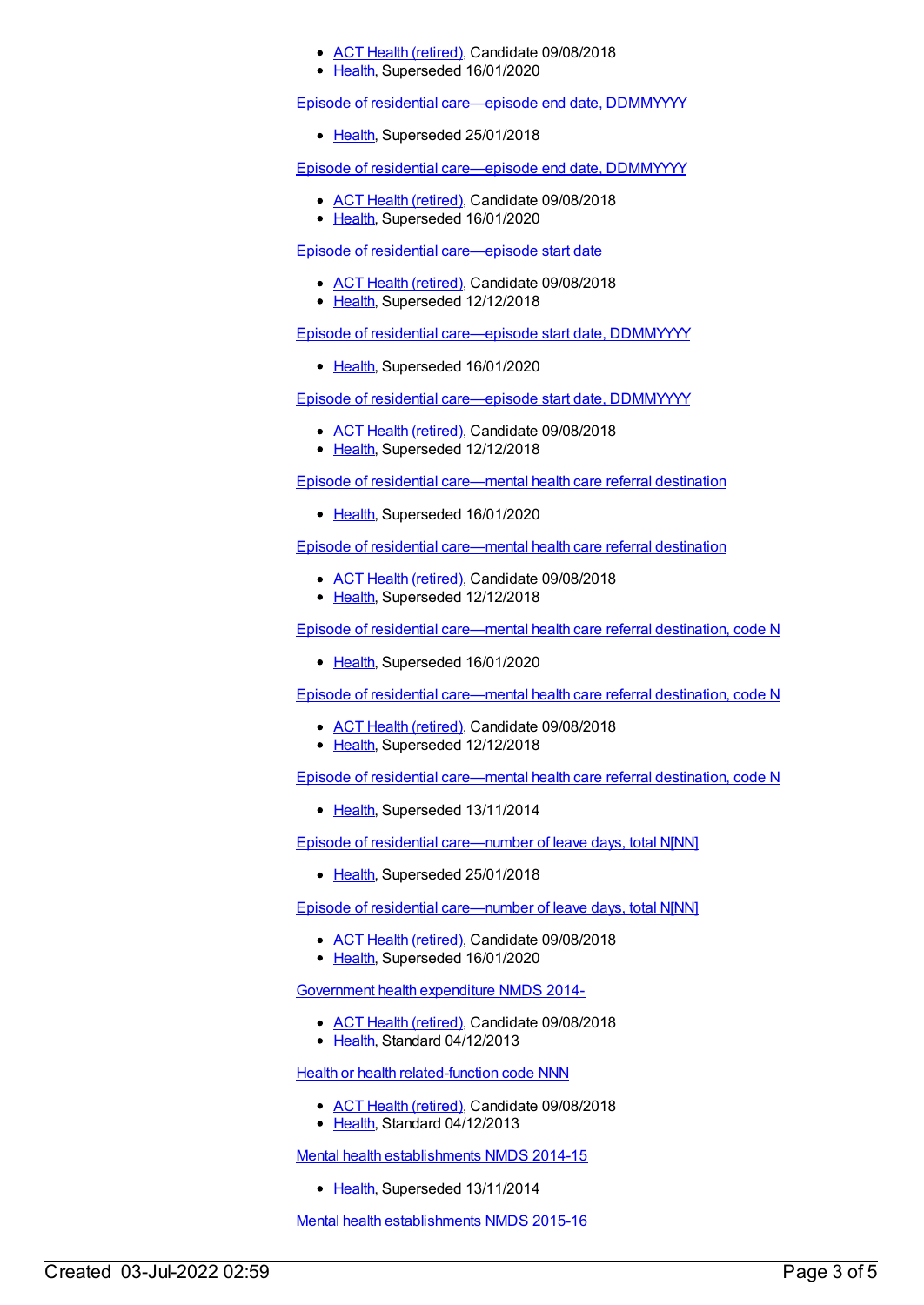- ACT Health (retired), Candidate 09/08/2018
- Health, Superseded 16/01/2020

Episode of residential care—episode end date, DDMMYYYY

- Health, Superseded 25/01/2018

Episode of residential care—episode end date, DDMMYYYY

- ACT Health (retired), Candidate 09/08/2018
- Health, Superseded 16/01/2020

Episode of residential care—episode start date

- ACT Health (retired), Candidate 09/08/2018
- Health, Superseded 12/12/2018

Episode of residential care—episode start date, DDMMYYYY

- Health, Superseded 16/01/2020

Episode of residential care—episode start date, DDMMYYYY

- ACT Health (retired), Candidate 09/08/2018
- Health, Superseded 12/12/2018

Episode of residential care—mental health care referral destination

- Health, Superseded 16/01/2020

Episode of residential care—mental health care referral destination

- ACT Health (retired), Candidate 09/08/2018
- Health, Superseded 12/12/2018

Episode of residential care—mental health care referral destination, code N

- Health, Superseded 16/01/2020

Episode of residential care—mental health care referral destination, code N

- ACT Health (retired), Candidate 09/08/2018
- Health, Superseded 12/12/2018

Episode of residential care—mental health care referral destination, code N

- Health, Superseded 13/11/2014

Episode of residential care—number of leave days, total N[NN]

- Health, Superseded 25/01/2018

Episode of residential care—number of leave days, total N[NN]

- ACT Health (retired), Candidate 09/08/2018
- Health, Superseded 16/01/2020

Government health expenditure NMDS 2014-

- ACT Health (retired), Candidate 09/08/2018
- Health, Standard 04/12/2013

Health or health related-function code NNN

- ACT Health (retired), Candidate 09/08/2018
- Health, Standard 04/12/2013

Mental health establishments NMDS 2014-15

- Health, Superseded 13/11/2014

Mental health establishments NMDS 2015-16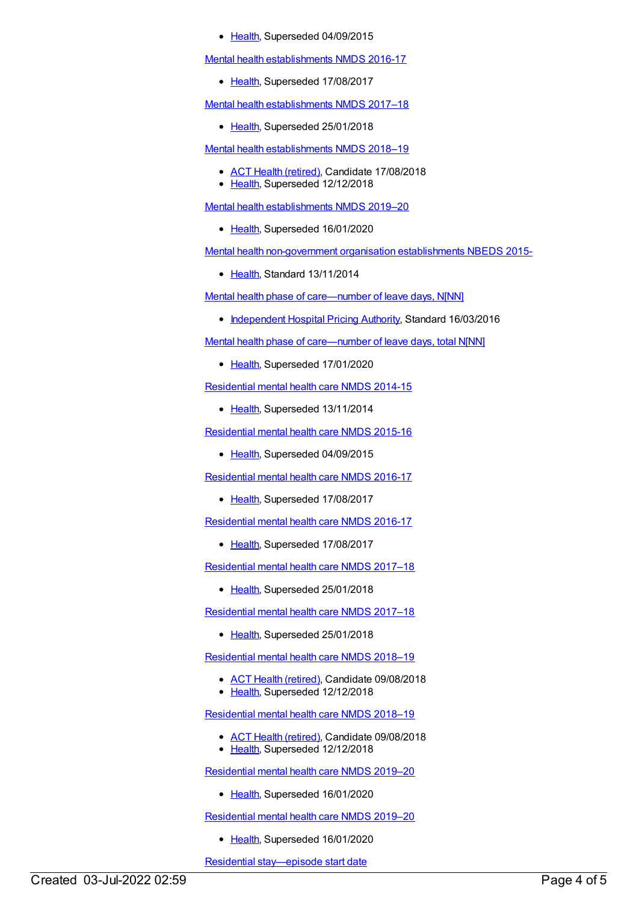- Health, Superseded 04/09/2015

Mental health establishments NMDS 2016-17

- Health, Superseded 17/08/2017

Mental health establishments NMDS 2017–18

- Health, Superseded 25/01/2018

Mental health establishments NMDS 2018–19

- ACT Health (retired), Candidate 17/08/2018
- Health, Superseded 12/12/2018

Mental health establishments NMDS 2019–20

- Health, Superseded 16/01/2020

Mental health non-government organisation establishments NBEDS 2015-

- Health, Standard 13/11/2014

Mental health phase of care—number of leave days, N[NN]

- Independent Hospital Pricing Authority, Standard 16/03/2016

Mental health phase of care—number of leave days, total N[NN]

- Health, Superseded 17/01/2020

Residential mental health care NMDS 2014-15

- Health, Superseded 13/11/2014

Residential mental health care NMDS 2015-16

- Health, Superseded 04/09/2015

Residential mental health care NMDS 2016-17

- Health, Superseded 17/08/2017

Residential mental health care NMDS 2016-17

- Health, Superseded 17/08/2017

Residential mental health care NMDS 2017–18

- Health, Superseded 25/01/2018

Residential mental health care NMDS 2017–18

- Health, Superseded 25/01/2018

Residential mental health care NMDS 2018–19

- ACT Health (retired), Candidate 09/08/2018
- Health, Superseded 12/12/2018

Residential mental health care NMDS 2018–19

- ACT Health (retired), Candidate 09/08/2018
- Health, Superseded 12/12/2018

Residential mental health care NMDS 2019–20

- Health, Superseded 16/01/2020

Residential mental health care NMDS 2019–20

- Health, Superseded 16/01/2020

Residential stay—episode start date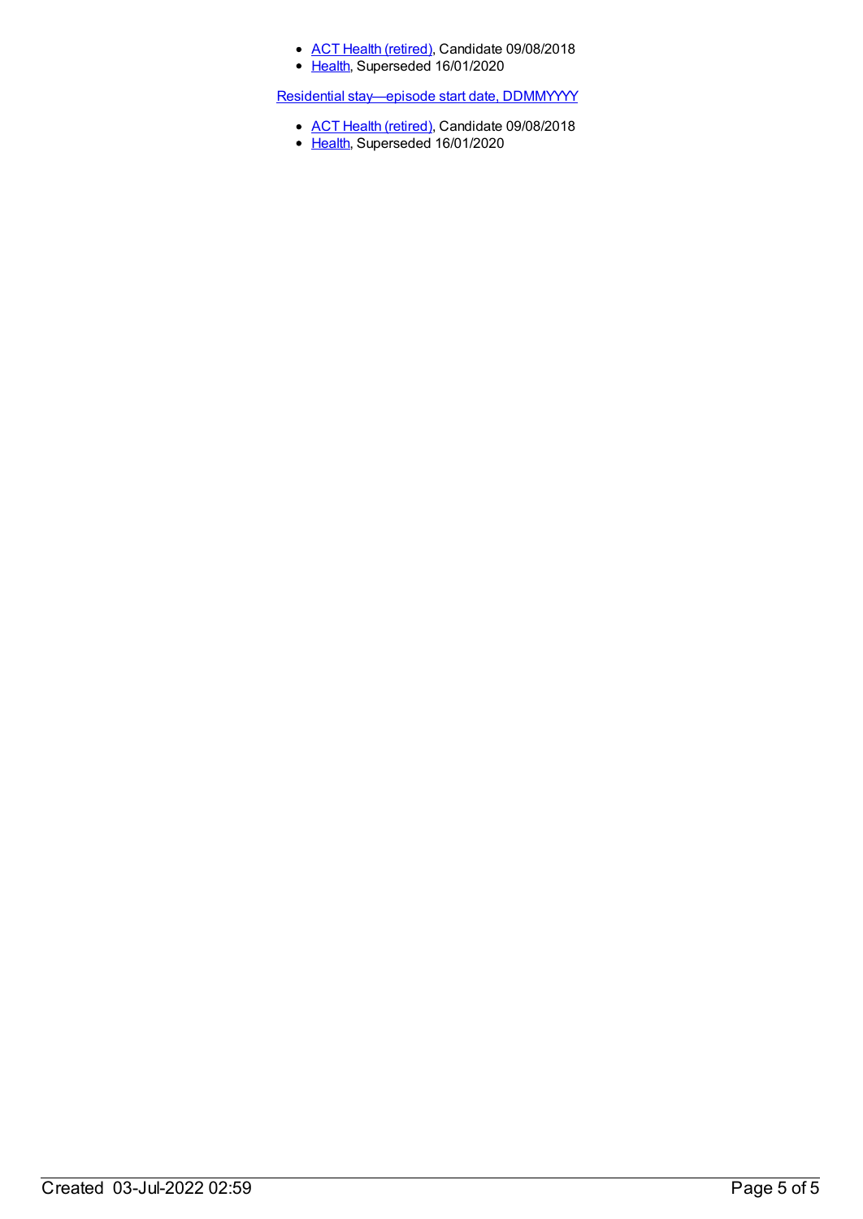- ACT Health (retired), Candidate 09/08/2018
- Health, Superseded 16/01/2020

Residential stay—episode start date, DDMMYYYY

- ACT Health (retired), Candidate 09/08/2018
- Health, Superseded 16/01/2020